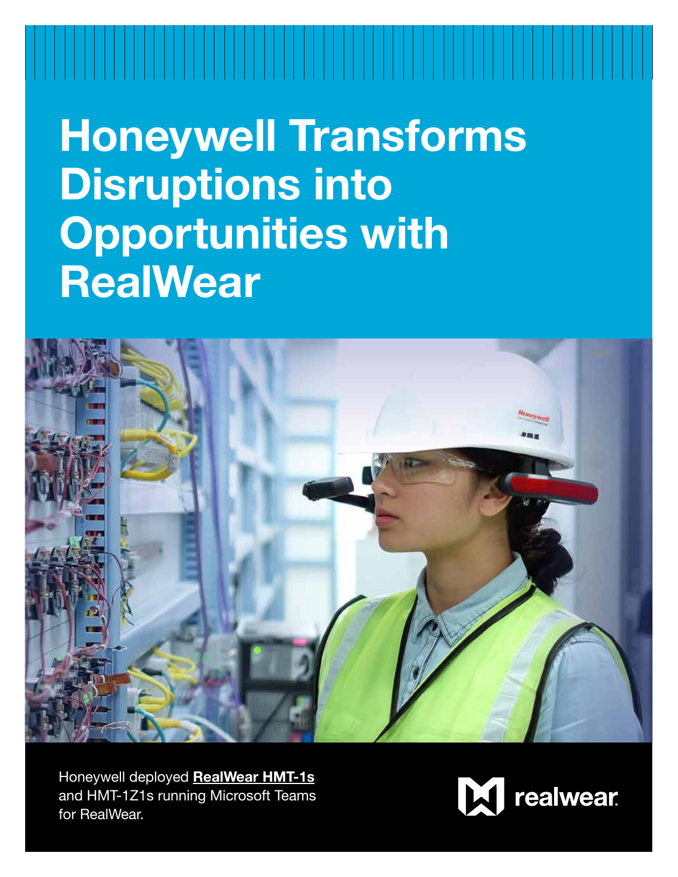# Honeywell Transforms Disruptions into Opportunities with RealWear

Honeywell deployed **RealWear HMT-1s** and HMT-1Z1s running Microsoft Teams for RealWear.

realwear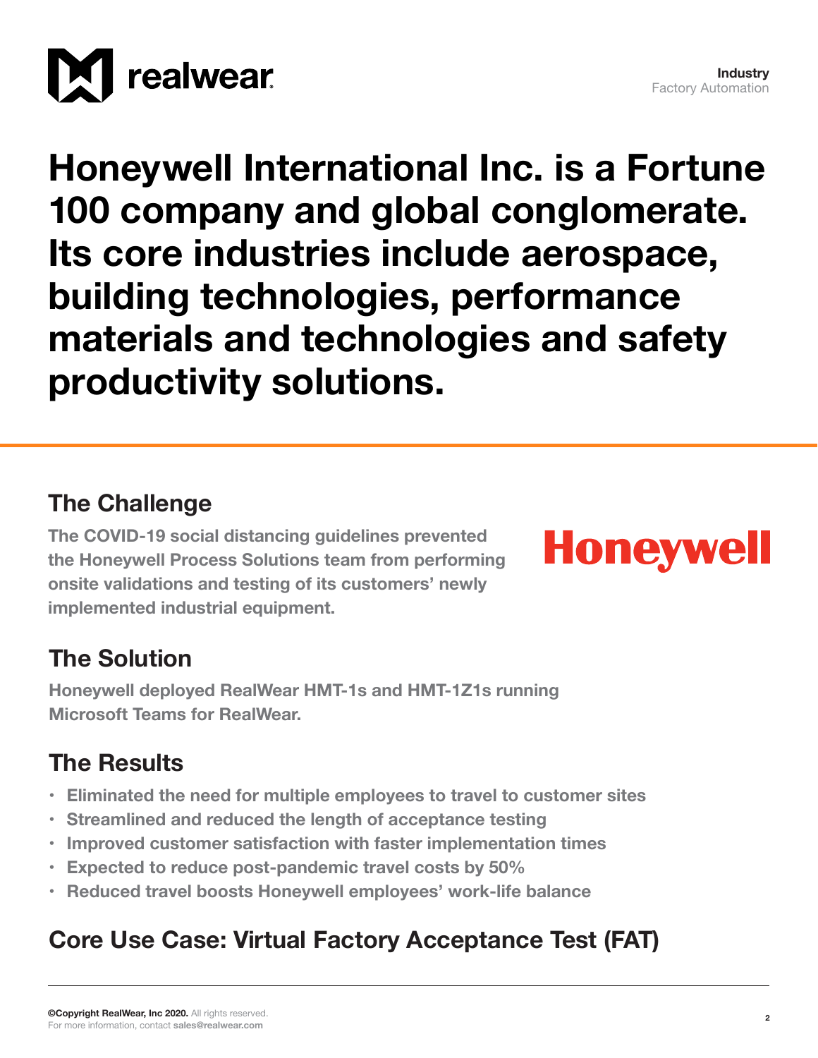**Industry**
Factory Automation

# Honeywell International Inc. is a Fortune 100 company and global conglomerate. Its core industries include aerospace, building technologies, performance materials and technologies and safety productivity solutions.

## The Challenge

The COVID-19 social distancing guidelines prevented the Honeywell Process Solutions team from performing onsite validations and testing of its customers' newly implemented industrial equipment.

## The Solution

Honeywell deployed RealWear HMT-1s and HMT-1Z1s running Microsoft Teams for RealWear.

## The Results

- Eliminated the need for multiple employees to travel to customer sites
- Streamlined and reduced the length of acceptance testing
- Improved customer satisfaction with faster implementation times
- Expected to reduce post-pandemic travel costs by 50%
- Reduced travel boosts Honeywell employees' work-life balance

## Core Use Case: Virtual Factory Acceptance Test (FAT)

**©Copyright RealWear, Inc 2020.** All rights reserved.
For more information, contact **sales@realwear.com**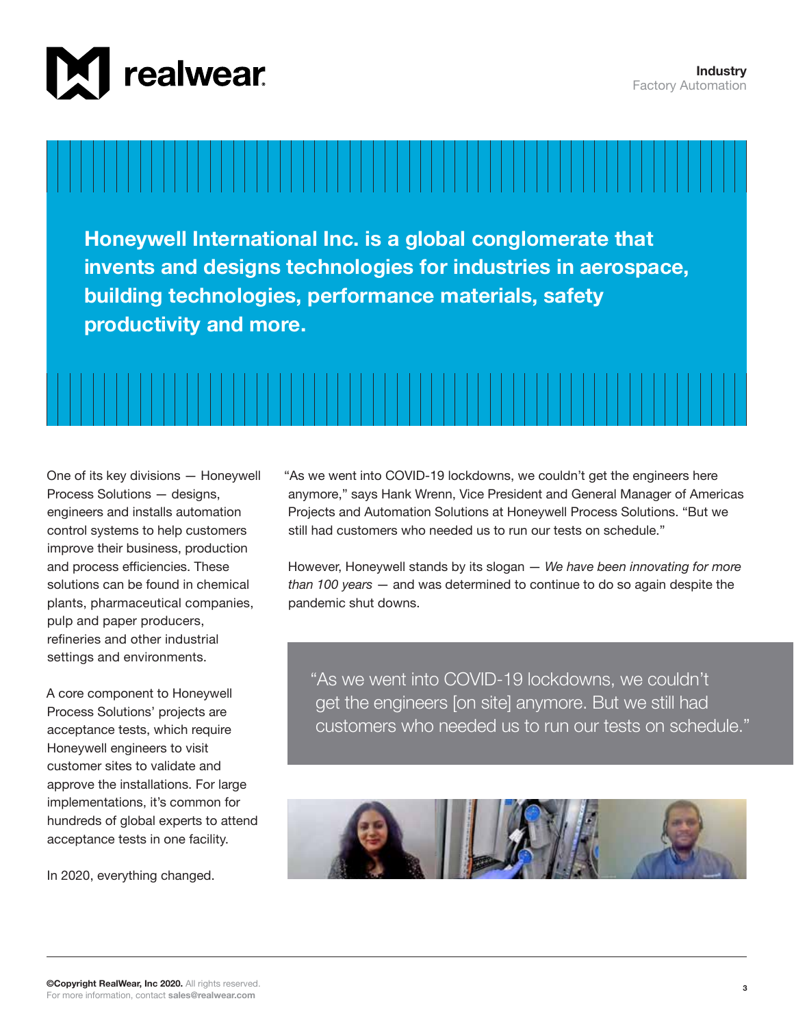**Honeywell International Inc. is a global conglomerate that invents and designs technologies for industries in aerospace, building technologies, performance materials, safety productivity and more.**

One of its key divisions — Honeywell Process Solutions — designs, engineers and installs automation control systems to help customers improve their business, production and process efficiencies. These solutions can be found in chemical plants, pharmaceutical companies, pulp and paper producers, refineries and other industrial settings and environments.

A core component to Honeywell Process Solutions' projects are acceptance tests, which require Honeywell engineers to visit customer sites to validate and approve the installations. For large implementations, it's common for hundreds of global experts to attend acceptance tests in one facility.

In 2020, everything changed.

"As we went into COVID-19 lockdowns, we couldn't get the engineers here anymore," says Hank Wrenn, Vice President and General Manager of Americas Projects and Automation Solutions at Honeywell Process Solutions. "But we still had customers who needed us to run our tests on schedule."

However, Honeywell stands by its slogan — *We have been innovating for more than 100 years* — and was determined to continue to do so again despite the pandemic shut downs.

> "As we went into COVID-19 lockdowns, we couldn't get the engineers [on site] anymore. But we still had customers who needed us to run our tests on schedule."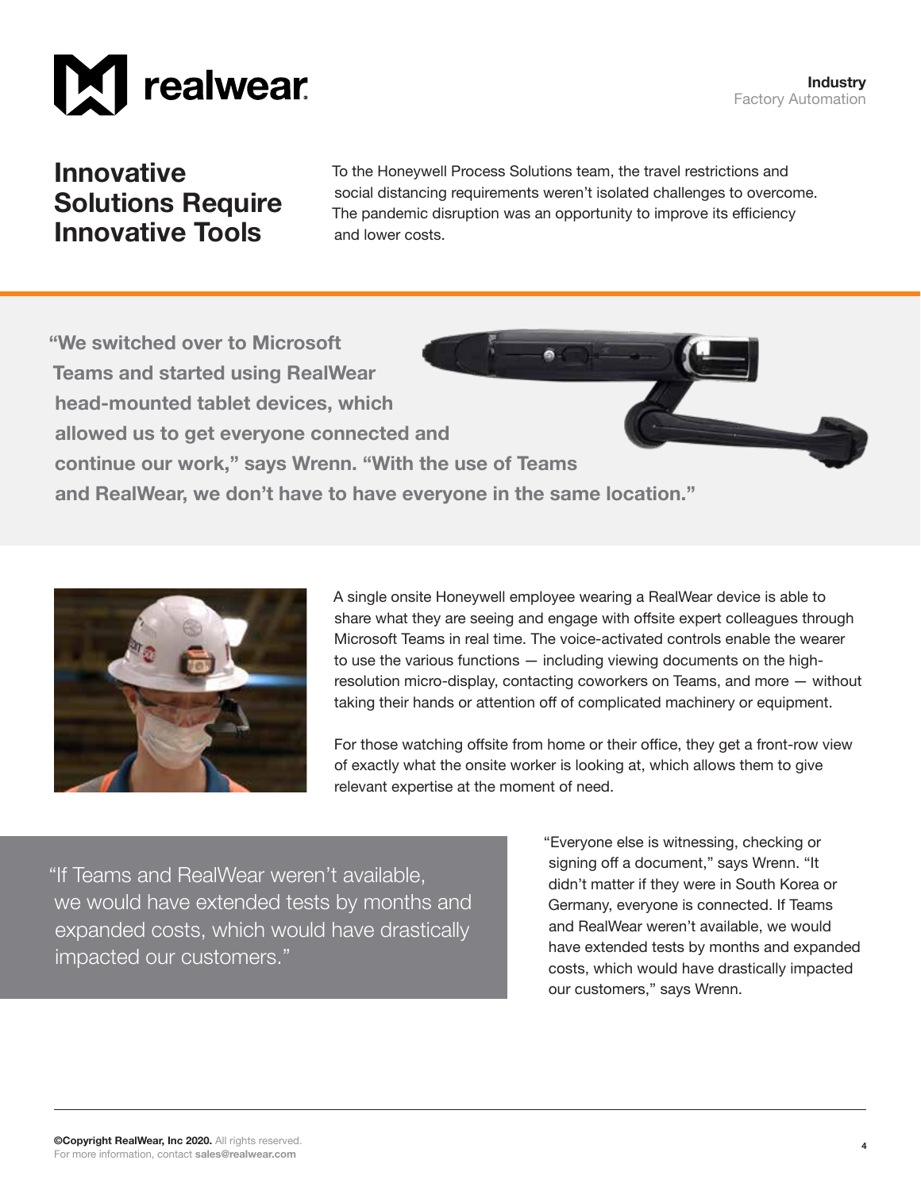# Innovative Solutions Require Innovative Tools

To the Honeywell Process Solutions team, the travel restrictions and social distancing requirements weren't isolated challenges to overcome. The pandemic disruption was an opportunity to improve its efficiency and lower costs.

> **"We switched over to Microsoft Teams and started using RealWear head-mounted tablet devices, which allowed us to get everyone connected and continue our work," says Wrenn. "With the use of Teams and RealWear, we don't have to have everyone in the same location."**

A single onsite Honeywell employee wearing a RealWear device is able to share what they are seeing and engage with offsite expert colleagues through Microsoft Teams in real time. The voice-activated controls enable the wearer to use the various functions — including viewing documents on the high-resolution micro-display, contacting coworkers on Teams, and more — without taking their hands or attention off of complicated machinery or equipment.

For those watching offsite from home or their office, they get a front-row view of exactly what the onsite worker is looking at, which allows them to give relevant expertise at the moment of need.

> "If Teams and RealWear weren't available, we would have extended tests by months and expanded costs, which would have drastically impacted our customers."

"Everyone else is witnessing, checking or signing off a document," says Wrenn. "It didn't matter if they were in South Korea or Germany, everyone is connected. If Teams and RealWear weren't available, we would have extended tests by months and expanded costs, which would have drastically impacted our customers," says Wrenn.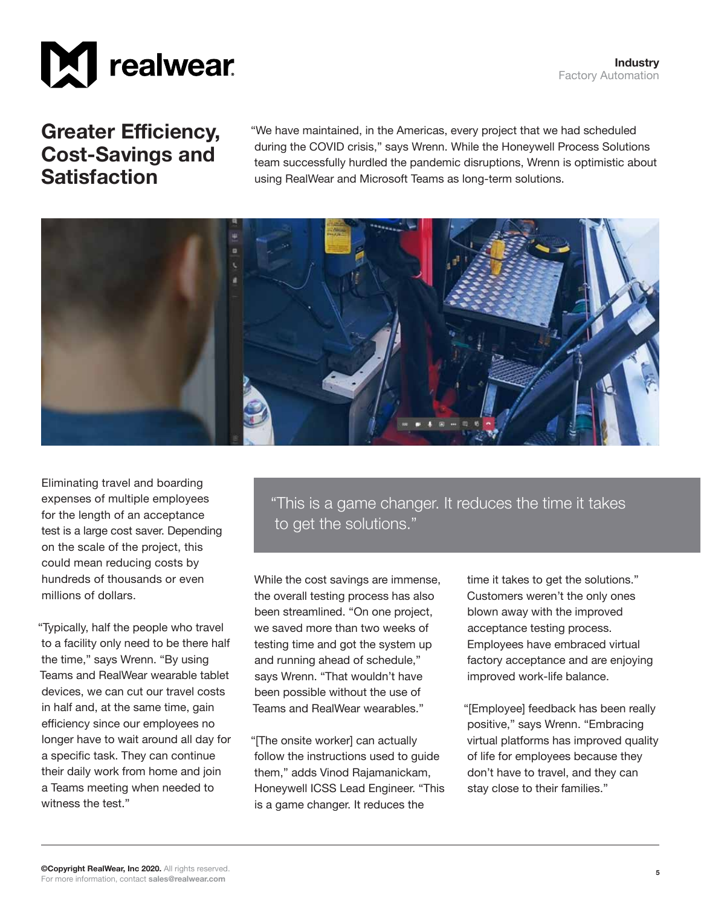## Greater Efficiency, Cost-Savings and Satisfaction

"We have maintained, in the Americas, every project that we had scheduled during the COVID crisis," says Wrenn. While the Honeywell Process Solutions team successfully hurdled the pandemic disruptions, Wrenn is optimistic about using RealWear and Microsoft Teams as long-term solutions.

Eliminating travel and boarding expenses of multiple employees for the length of an acceptance test is a large cost saver. Depending on the scale of the project, this could mean reducing costs by hundreds of thousands or even millions of dollars.

"Typically, half the people who travel to a facility only need to be there half the time," says Wrenn. "By using Teams and RealWear wearable tablet devices, we can cut our travel costs in half and, at the same time, gain efficiency since our employees no longer have to wait around all day for a specific task. They can continue their daily work from home and join a Teams meeting when needed to witness the test."

> "This is a game changer. It reduces the time it takes to get the solutions."

While the cost savings are immense, the overall testing process has also been streamlined. "On one project, we saved more than two weeks of testing time and got the system up and running ahead of schedule," says Wrenn. "That wouldn't have been possible without the use of Teams and RealWear wearables."

"[The onsite worker] can actually follow the instructions used to guide them," adds Vinod Rajamanickam, Honeywell ICSS Lead Engineer. "This is a game changer. It reduces the time it takes to get the solutions." Customers weren't the only ones blown away with the improved acceptance testing process. Employees have embraced virtual factory acceptance and are enjoying improved work-life balance.

"[Employee] feedback has been really positive," says Wrenn. "Embracing virtual platforms has improved quality of life for employees because they don't have to travel, and they can stay close to their families."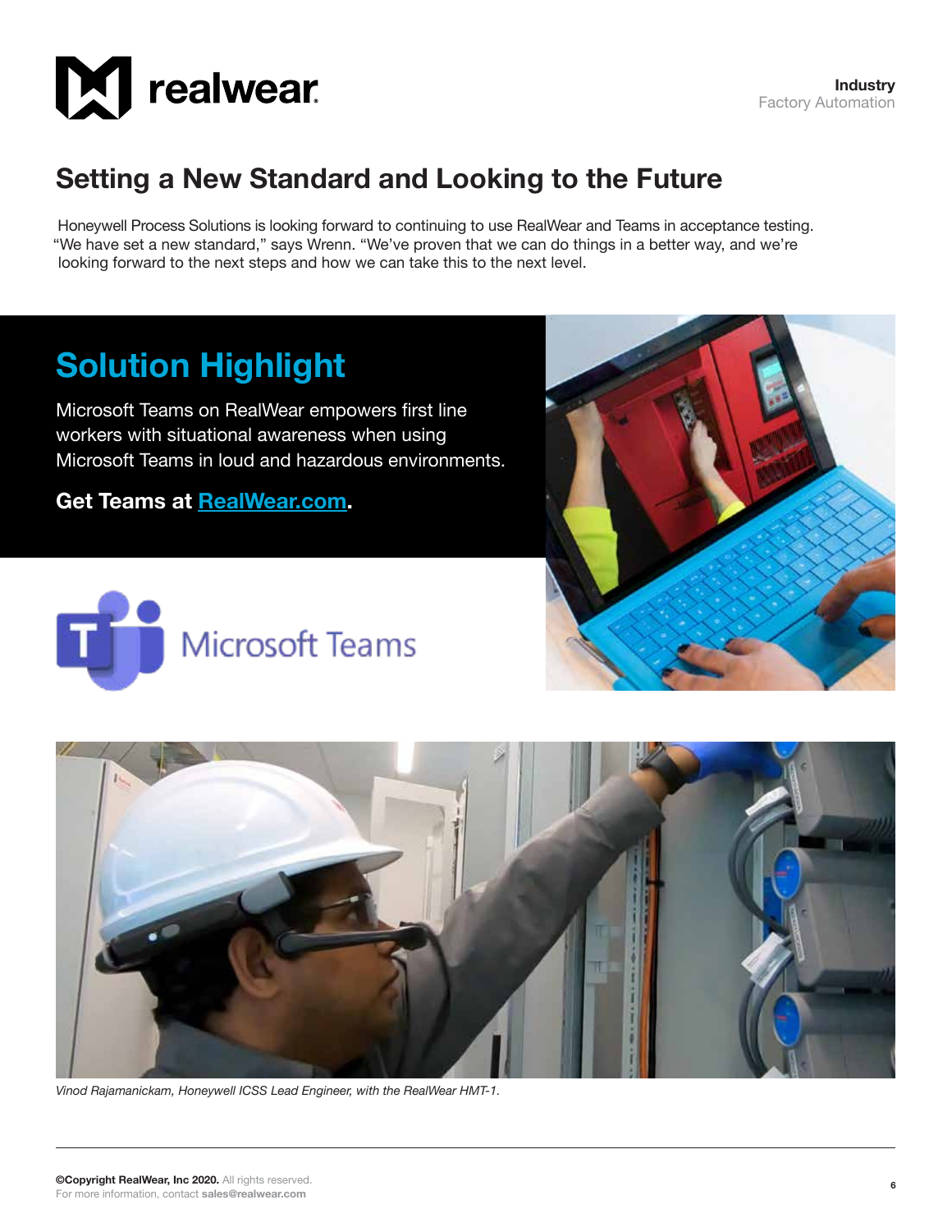**Industry**
Factory Automation

## Setting a New Standard and Looking to the Future

Honeywell Process Solutions is looking forward to continuing to use RealWear and Teams in acceptance testing. "We have set a new standard," says Wrenn. "We've proven that we can do things in a better way, and we're looking forward to the next steps and how we can take this to the next level.

## Solution Highlight

Microsoft Teams on RealWear empowers first line workers with situational awareness when using Microsoft Teams in loud and hazardous environments.

**Get Teams at [RealWear.com](RealWear.com).**

Microsoft Teams

*Vinod Rajamanickam, Honeywell ICSS Lead Engineer, with the RealWear HMT-1.*

**©Copyright RealWear, Inc 2020.** All rights reserved.
For more information, contact **sales@realwear.com**